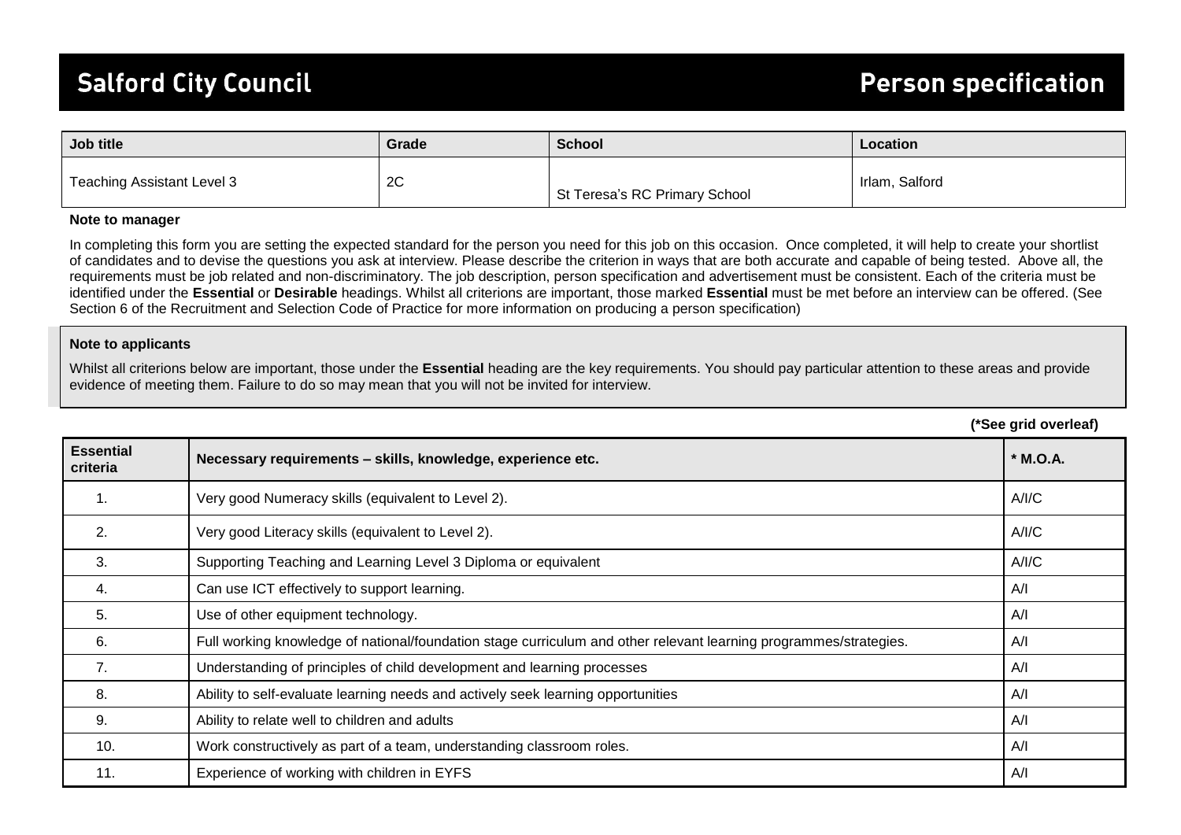# Salford City Council

# Person specification

| Job title | Grade | School | Location |
| --- | --- | --- | --- |
| Teaching Assistant Level 3 | 2C | St Teresa's RC Primary School | Irlam, Salford |

**Note to manager**

In completing this form you are setting the expected standard for the person you need for this job on this occasion. Once completed, it will help to create your shortlist of candidates and to devise the questions you ask at interview. Please describe the criterion in ways that are both accurate and capable of being tested. Above all, the requirements must be job related and non-discriminatory. The job description, person specification and advertisement must be consistent. Each of the criteria must be identified under the **Essential** or **Desirable** headings. Whilst all criterions are important, those marked **Essential** must be met before an interview can be offered. (See Section 6 of the Recruitment and Selection Code of Practice for more information on producing a person specification)

**Note to applicants**

Whilst all criterions below are important, those under the **Essential** heading are the key requirements. You should pay particular attention to these areas and provide evidence of meeting them. Failure to do so may mean that you will not be invited for interview.

**(*See grid overleaf)**

| Essential criteria | Necessary requirements – skills, knowledge, experience etc. | * M.O.A. |
| --- | --- | --- |
| 1. | Very good Numeracy skills (equivalent to Level 2). | A/I/C |
| 2. | Very good Literacy skills (equivalent to Level 2). | A/I/C |
| 3. | Supporting Teaching and Learning Level 3 Diploma or equivalent | A/I/C |
| 4. | Can use ICT effectively to support learning. | A/I |
| 5. | Use of other equipment technology. | A/I |
| 6. | Full working knowledge of national/foundation stage curriculum and other relevant learning programmes/strategies. | A/I |
| 7. | Understanding of principles of child development and learning processes | A/I |
| 8. | Ability to self-evaluate learning needs and actively seek learning opportunities | A/I |
| 9. | Ability to relate well to children and adults | A/I |
| 10. | Work constructively as part of a team, understanding classroom roles. | A/I |
| 11. | Experience of working with children in EYFS | A/I |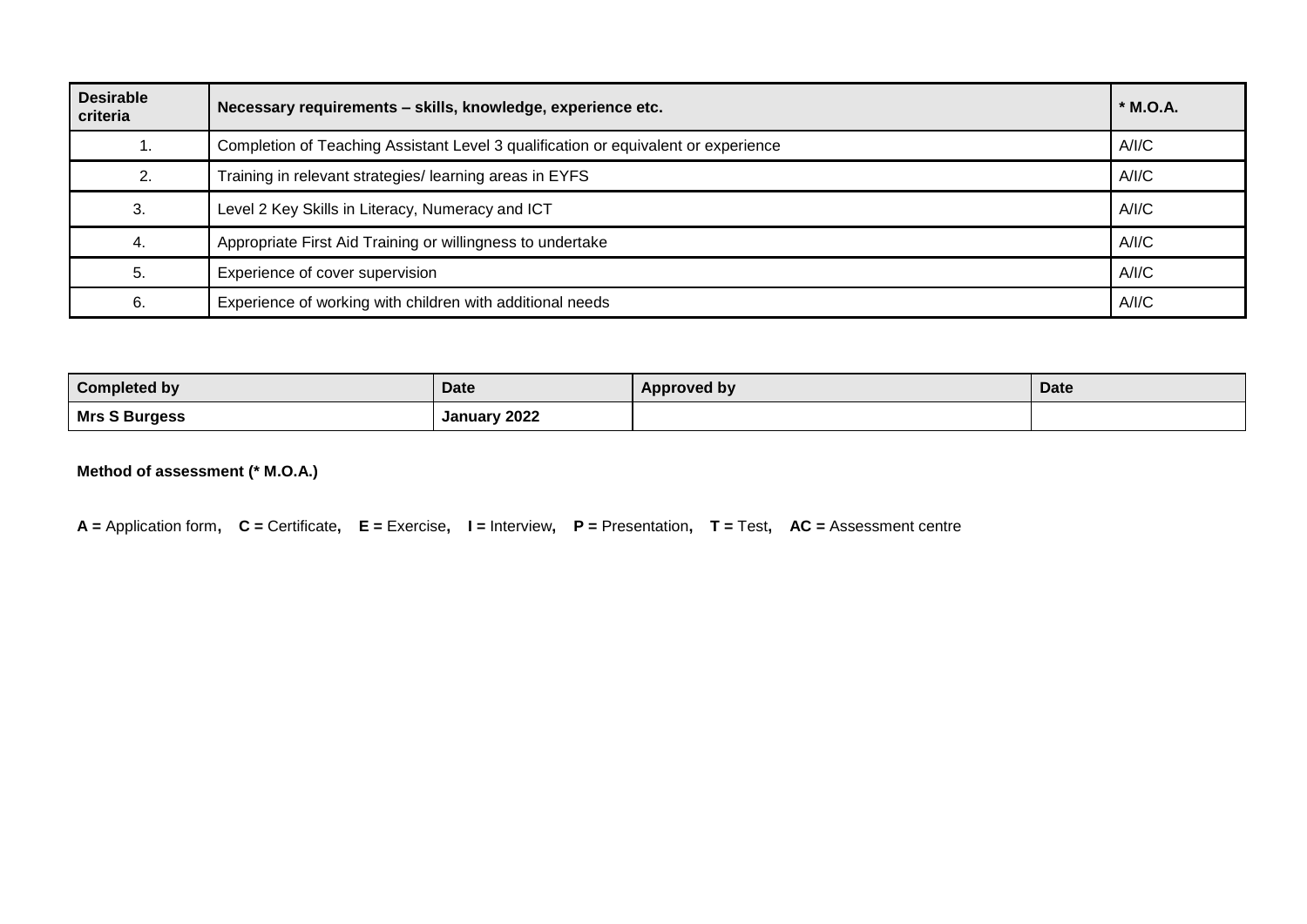| Desirable criteria | Necessary requirements – skills, knowledge, experience etc. | * M.O.A. |
|---|---|---|
| 1. | Completion of Teaching Assistant Level 3 qualification or equivalent or experience | A/I/C |
| 2. | Training in relevant strategies/ learning areas in EYFS | A/I/C |
| 3. | Level 2 Key Skills in Literacy, Numeracy and ICT | A/I/C |
| 4. | Appropriate First Aid Training or willingness to undertake | A/I/C |
| 5. | Experience of cover supervision | A/I/C |
| 6. | Experience of working with children with additional needs | A/I/C |

| Completed by | Date | Approved by | Date |
|---|---|---|---|
| **Mrs S Burgess** | **January 2022** | | |

**Method of assessment (* M.O.A.)**

**A =** Application form**, C =** Certificate**, E =** Exercise**, I =** Interview**, P =** Presentation**, T =** Test**, AC =** Assessment centre